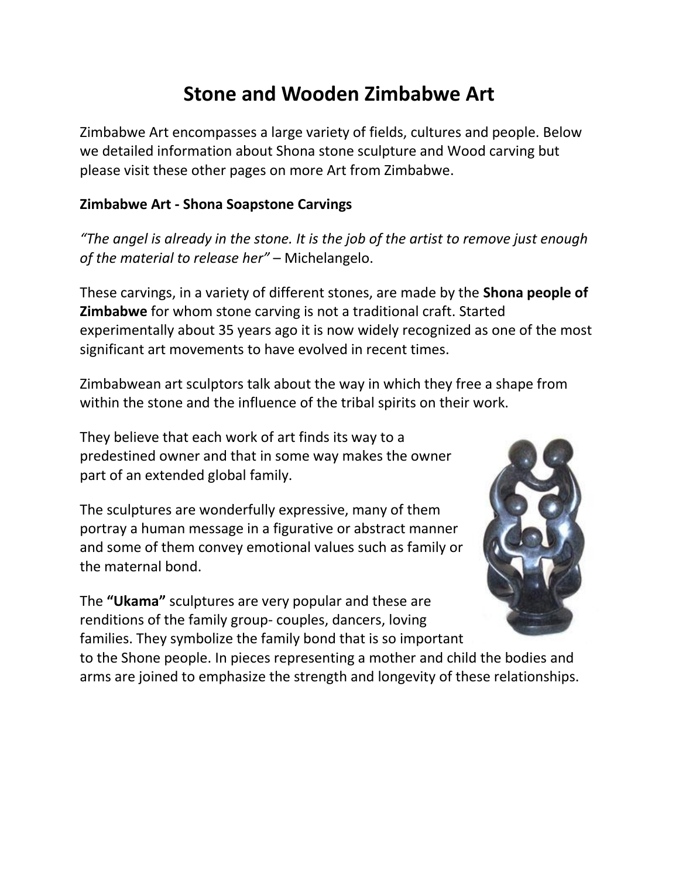# Stone and Wooden Zimbabwe Art

Zimbabwe Art encompasses a large variety of fields, cultures and people. Below we detailed information about Shona stone sculpture and Wood carving but please visit these other pages on more Art from Zimbabwe.

**Zimbabwe Art - Shona Soapstone Carvings**

*"The angel is already in the stone. It is the job of the artist to remove just enough of the material to release her"* – Michelangelo.

These carvings, in a variety of different stones, are made by the **Shona people of Zimbabwe** for whom stone carving is not a traditional craft. Started experimentally about 35 years ago it is now widely recognized as one of the most significant art movements to have evolved in recent times.

Zimbabwean art sculptors talk about the way in which they free a shape from within the stone and the influence of the tribal spirits on their work.

They believe that each work of art finds its way to a predestined owner and that in some way makes the owner part of an extended global family.

The sculptures are wonderfully expressive, many of them portray a human message in a figurative or abstract manner and some of them convey emotional values such as family or the maternal bond.

The **"Ukama"** sculptures are very popular and these are renditions of the family group- couples, dancers, loving families. They symbolize the family bond that is so important to the Shone people. In pieces representing a mother and child the bodies and arms are joined to emphasize the strength and longevity of these relationships.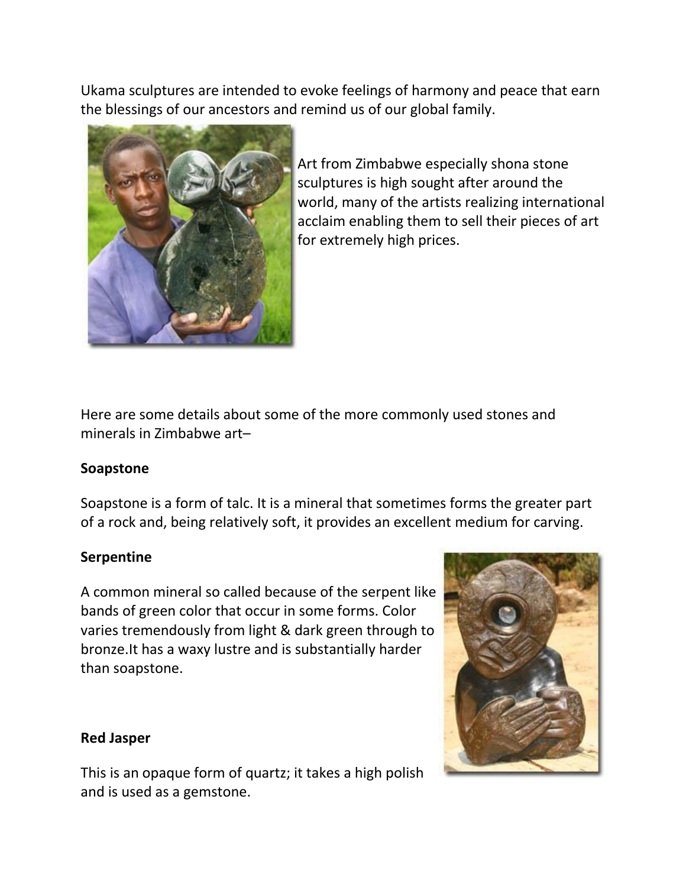Ukama sculptures are intended to evoke feelings of harmony and peace that earn the blessings of our ancestors and remind us of our global family.

Art from Zimbabwe especially shona stone sculptures is high sought after around the world, many of the artists realizing international acclaim enabling them to sell their pieces of art for extremely high prices.

Here are some details about some of the more commonly used stones and minerals in Zimbabwe art–

**Soapstone**

Soapstone is a form of talc. It is a mineral that sometimes forms the greater part of a rock and, being relatively soft, it provides an excellent medium for carving.

**Serpentine**

A common mineral so called because of the serpent like bands of green color that occur in some forms. Color varies tremendously from light & dark green through to bronze.It has a waxy lustre and is substantially harder than soapstone.

**Red Jasper**

This is an opaque form of quartz; it takes a high polish and is used as a gemstone.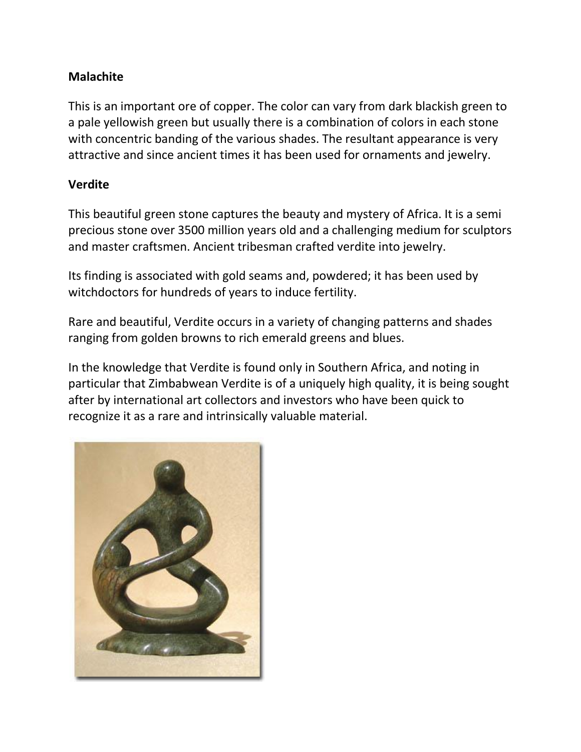**Malachite**

This is an important ore of copper. The color can vary from dark blackish green to a pale yellowish green but usually there is a combination of colors in each stone with concentric banding of the various shades. The resultant appearance is very attractive and since ancient times it has been used for ornaments and jewelry.

**Verdite**

This beautiful green stone captures the beauty and mystery of Africa. It is a semi precious stone over 3500 million years old and a challenging medium for sculptors and master craftsmen. Ancient tribesman crafted verdite into jewelry.

Its finding is associated with gold seams and, powdered; it has been used by witchdoctors for hundreds of years to induce fertility.

Rare and beautiful, Verdite occurs in a variety of changing patterns and shades ranging from golden browns to rich emerald greens and blues.

In the knowledge that Verdite is found only in Southern Africa, and noting in particular that Zimbabwean Verdite is of a uniquely high quality, it is being sought after by international art collectors and investors who have been quick to recognize it as a rare and intrinsically valuable material.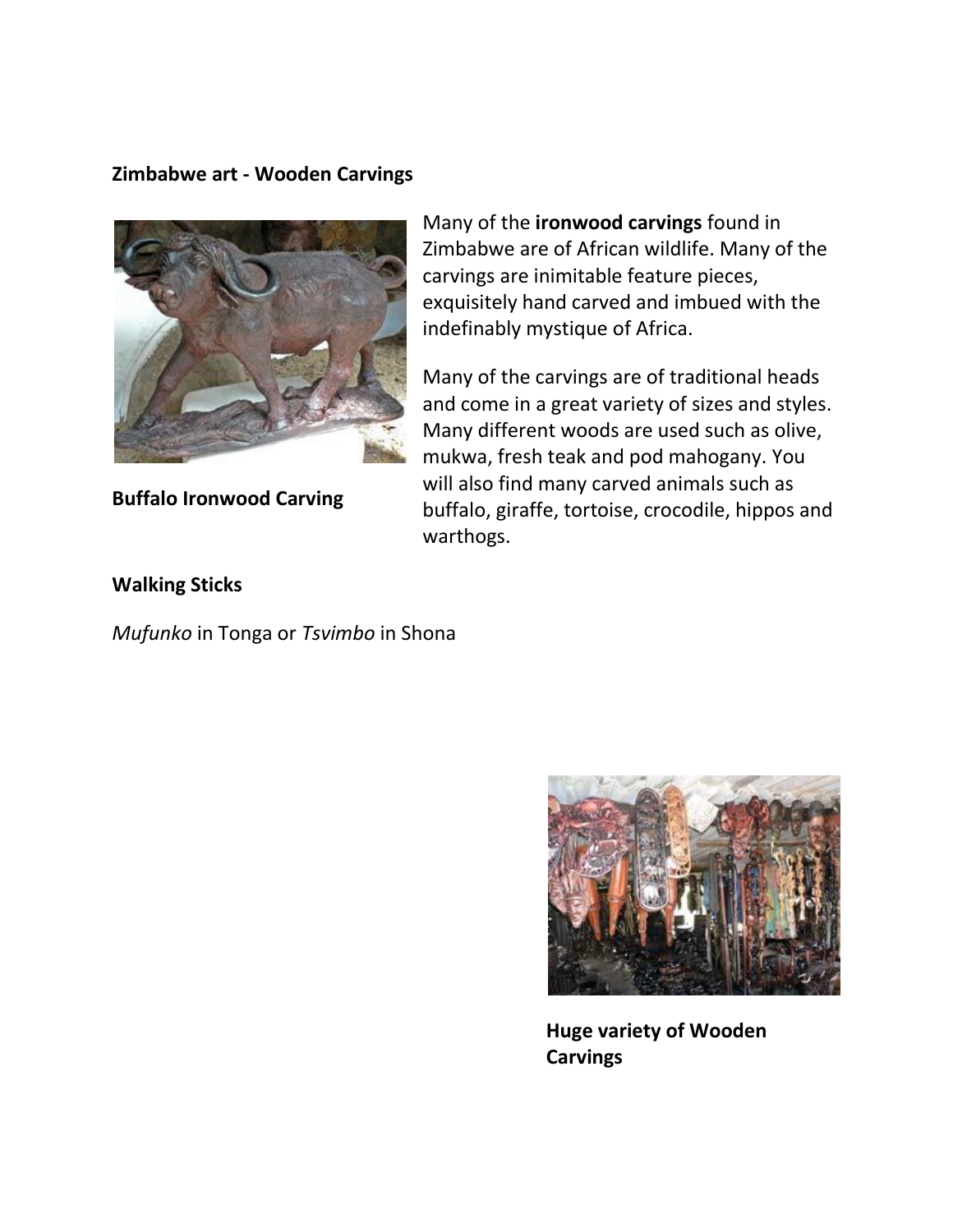**Zimbabwe art - Wooden Carvings**

Many of the **ironwood carvings** found in Zimbabwe are of African wildlife. Many of the carvings are inimitable feature pieces, exquisitely hand carved and imbued with the indefinably mystique of Africa.

Many of the carvings are of traditional heads and come in a great variety of sizes and styles. Many different woods are used such as olive, mukwa, fresh teak and pod mahogany. You will also find many carved animals such as buffalo, giraffe, tortoise, crocodile, hippos and warthogs.

**Buffalo Ironwood Carving**

**Walking Sticks**

*Mufunko* in Tonga or *Tsvimbo* in Shona

**Huge variety of Wooden Carvings**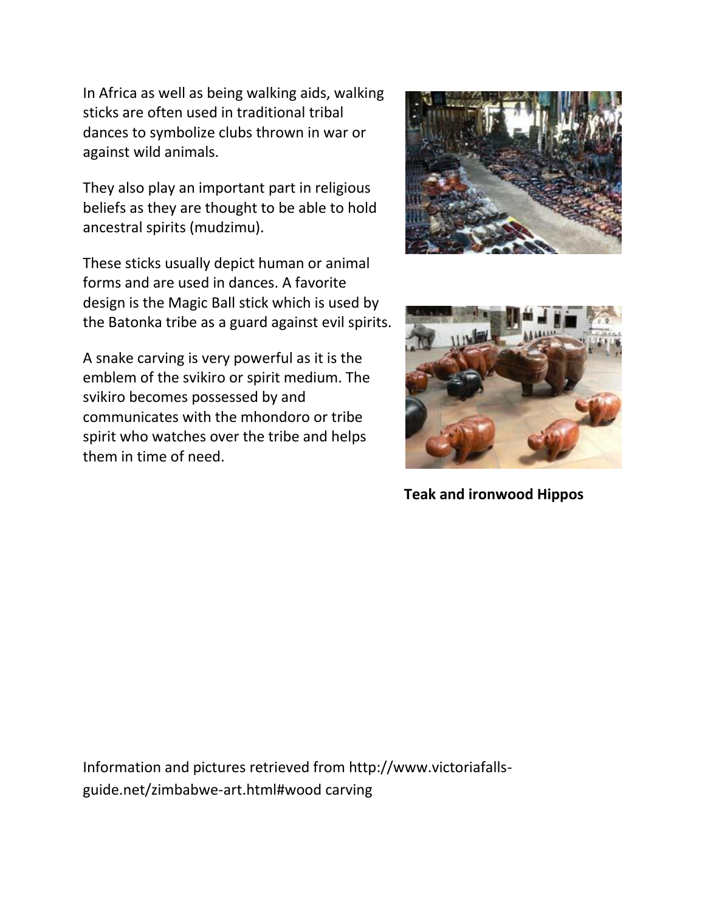In Africa as well as being walking aids, walking sticks are often used in traditional tribal dances to symbolize clubs thrown in war or against wild animals.

They also play an important part in religious beliefs as they are thought to be able to hold ancestral spirits (mudzimu).

These sticks usually depict human or animal forms and are used in dances. A favorite design is the Magic Ball stick which is used by the Batonka tribe as a guard against evil spirits.

A snake carving is very powerful as it is the emblem of the svikiro or spirit medium. The svikiro becomes possessed by and communicates with the mhondoro or tribe spirit who watches over the tribe and helps them in time of need.

**Teak and ironwood Hippos**

Information and pictures retrieved from http://www.victoriafalls-guide.net/zimbabwe-art.html#wood carving